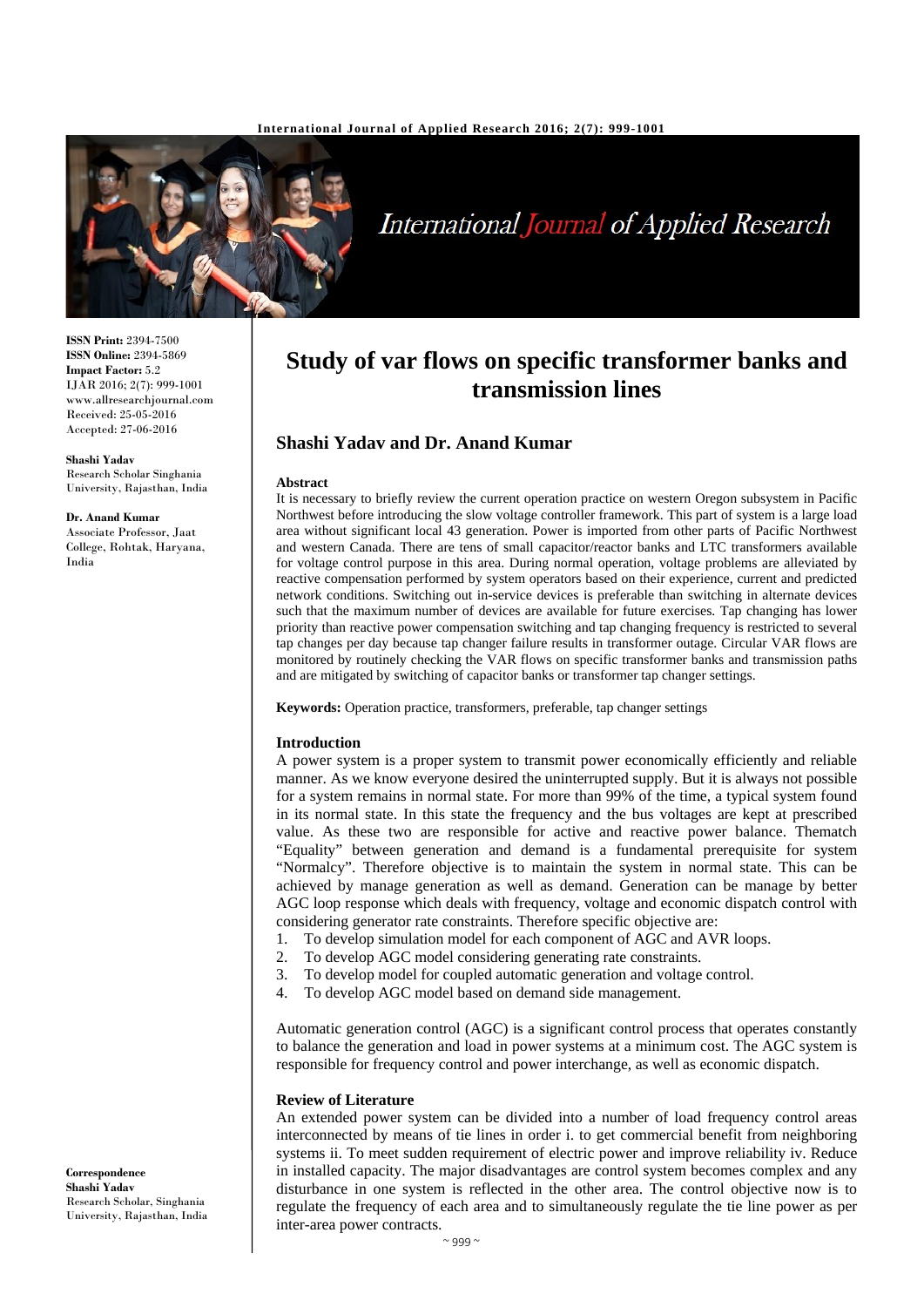ISSN Print: 2394-7500
ISSN Online: 2394-5869
Impact Factor: 5.2
IJAR 2016; 2(7): 999-1001
www.allresearchjournal.com
Received: 25-05-2016
Accepted: 27-06-2016

**Shashi Yadav**
Research Scholar Singhania University, Rajasthan, India

**Dr. Anand Kumar**
Associate Professor, Jaat College, Rohtak, Haryana, India

**Correspondence**
**Shashi Yadav**
Research Scholar, Singhania University, Rajasthan, India

# Study of var flows on specific transformer banks and transmission lines

## Shashi Yadav and Dr. Anand Kumar

### Abstract

It is necessary to briefly review the current operation practice on western Oregon subsystem in Pacific Northwest before introducing the slow voltage controller framework. This part of system is a large load area without significant local 43 generation. Power is imported from other parts of Pacific Northwest and western Canada. There are tens of small capacitor/reactor banks and LTC transformers available for voltage control purpose in this area. During normal operation, voltage problems are alleviated by reactive compensation performed by system operators based on their experience, current and predicted network conditions. Switching out in-service devices is preferable than switching in alternate devices such that the maximum number of devices are available for future exercises. Tap changing has lower priority than reactive power compensation switching and tap changing frequency is restricted to several tap changes per day because tap changer failure results in transformer outage. Circular VAR flows are monitored by routinely checking the VAR flows on specific transformer banks and transmission paths and are mitigated by switching of capacitor banks or transformer tap changer settings.

**Keywords:** Operation practice, transformers, preferable, tap changer settings

### Introduction

A power system is a proper system to transmit power economically efficiently and reliable manner. As we know everyone desired the uninterrupted supply. But it is always not possible for a system remains in normal state. For more than 99% of the time, a typical system found in its normal state. In this state the frequency and the bus voltages are kept at prescribed value. As these two are responsible for active and reactive power balance. Thematch "Equality" between generation and demand is a fundamental prerequisite for system "Normalcy". Therefore objective is to maintain the system in normal state. This can be achieved by manage generation as well as demand. Generation can be manage by better AGC loop response which deals with frequency, voltage and economic dispatch control with considering generator rate constraints. Therefore specific objective are:

1. To develop simulation model for each component of AGC and AVR loops.
2. To develop AGC model considering generating rate constraints.
3. To develop model for coupled automatic generation and voltage control.
4. To develop AGC model based on demand side management.

Automatic generation control (AGC) is a significant control process that operates constantly to balance the generation and load in power systems at a minimum cost. The AGC system is responsible for frequency control and power interchange, as well as economic dispatch.

### Review of Literature

An extended power system can be divided into a number of load frequency control areas interconnected by means of tie lines in order i. to get commercial benefit from neighboring systems ii. To meet sudden requirement of electric power and improve reliability iv. Reduce in installed capacity. The major disadvantages are control system becomes complex and any disturbance in one system is reflected in the other area. The control objective now is to regulate the frequency of each area and to simultaneously regulate the tie line power as per inter-area power contracts.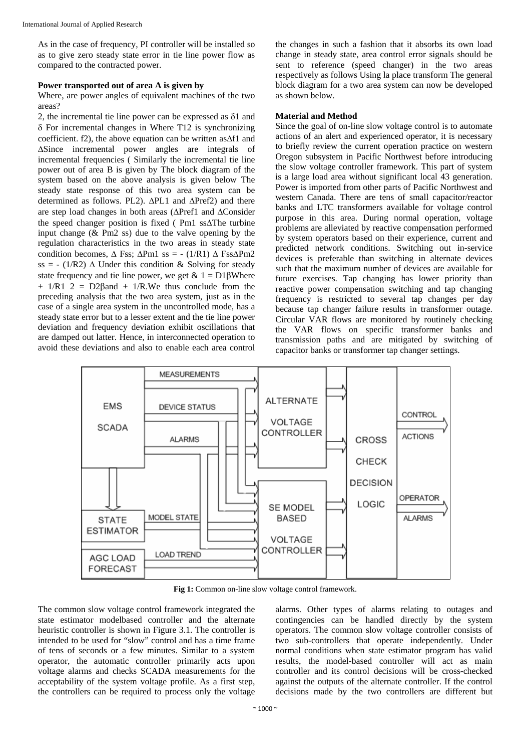As in the case of frequency, PI controller will be installed so as to give zero steady state error in tie line power flow as compared to the contracted power.

**Power transported out of area A is given by**

Where, are power angles of equivalent machines of the two areas?

2, the incremental tie line power can be expressed as $\delta 1$ and $\delta$ For incremental changes in Where T12 is synchronizing coefficient. f2), the above equation can be written as$\Delta$f1 and $\Delta$Since incremental power angles are integrals of incremental frequencies ( Similarly the incremental tie line power out of area B is given by The block diagram of the system based on the above analysis is given below The steady state response of this two area system can be determined as follows. PL2). $\Delta$PL1 and $\Delta$Pref2) and there are step load changes in both areas ($\Delta$Pref1 and $\Delta$Consider the speed changer position is fixed ( Pm1 ss$\Delta$The turbine input change (& Pm2 ss) due to the valve opening by the regulation characteristics in the two areas in steady state condition becomes, $\Delta$ Fss; $\Delta$Pm1 ss = - (1/R1) $\Delta$ Fss$\Delta$Pm2 ss = - (1/R2) $\Delta$ Under this condition & Solving for steady state frequency and tie line power, we get & 1 = D1$\beta$Where + 1/R1 2 = D2$\beta$and + 1/R.We thus conclude from the preceding analysis that the two area system, just as in the case of a single area system in the uncontrolled mode, has a steady state error but to a lesser extent and the tie line power deviation and frequency deviation exhibit oscillations that are damped out latter. Hence, in interconnected operation to avoid these deviations and also to enable each area control the changes in such a fashion that it absorbs its own load change in steady state, area control error signals should be sent to reference (speed changer) in the two areas respectively as follows Using la place transform The general block diagram for a two area system can now be developed as shown below.

**Material and Method**

Since the goal of on-line slow voltage control is to automate actions of an alert and experienced operator, it is necessary to briefly review the current operation practice on western Oregon subsystem in Pacific Northwest before introducing the slow voltage controller framework. This part of system is a large load area without significant local 43 generation. Power is imported from other parts of Pacific Northwest and western Canada. There are tens of small capacitor/reactor banks and LTC transformers available for voltage control purpose in this area. During normal operation, voltage problems are alleviated by reactive compensation performed by system operators based on their experience, current and predicted network conditions. Switching out in-service devices is preferable than switching in alternate devices such that the maximum number of devices are available for future exercises. Tap changing has lower priority than reactive power compensation switching and tap changing frequency is restricted to several tap changes per day because tap changer failure results in transformer outage. Circular VAR flows are monitored by routinely checking the VAR flows on specific transformer banks and transmission paths and are mitigated by switching of capacitor banks or transformer tap changer settings.

| EMS SCADA | MEASUREMENTS / DEVICE STATUS / ALARMS | ALTERNATE VOLTAGE CONTROLLER | CROSS CHECK DECISION LOGIC | CONTROL ACTIONS |
|---|---|---|---|---|
| STATE ESTIMATOR | MODEL STATE | SE MODEL BASED VOLTAGE CONTROLLER | | OPERATOR ALARMS |
| AGC LOAD FORECAST | LOAD TREND | | | |

**Fig 1:** Common on-line slow voltage control framework.

The common slow voltage control framework integrated the state estimator modelbased controller and the alternate heuristic controller is shown in Figure 3.1. The controller is intended to be used for "slow" control and has a time frame of tens of seconds or a few minutes. Similar to a system operator, the automatic controller primarily acts upon voltage alarms and checks SCADA measurements for the acceptability of the system voltage profile. As a first step, the controllers can be required to process only the voltage alarms. Other types of alarms relating to outages and contingencies can be handled directly by the system operators. The common slow voltage controller consists of two sub-controllers that operate independently. Under normal conditions when state estimator program has valid results, the model-based controller will act as main controller and its control decisions will be cross-checked against the outputs of the alternate controller. If the control decisions made by the two controllers are different but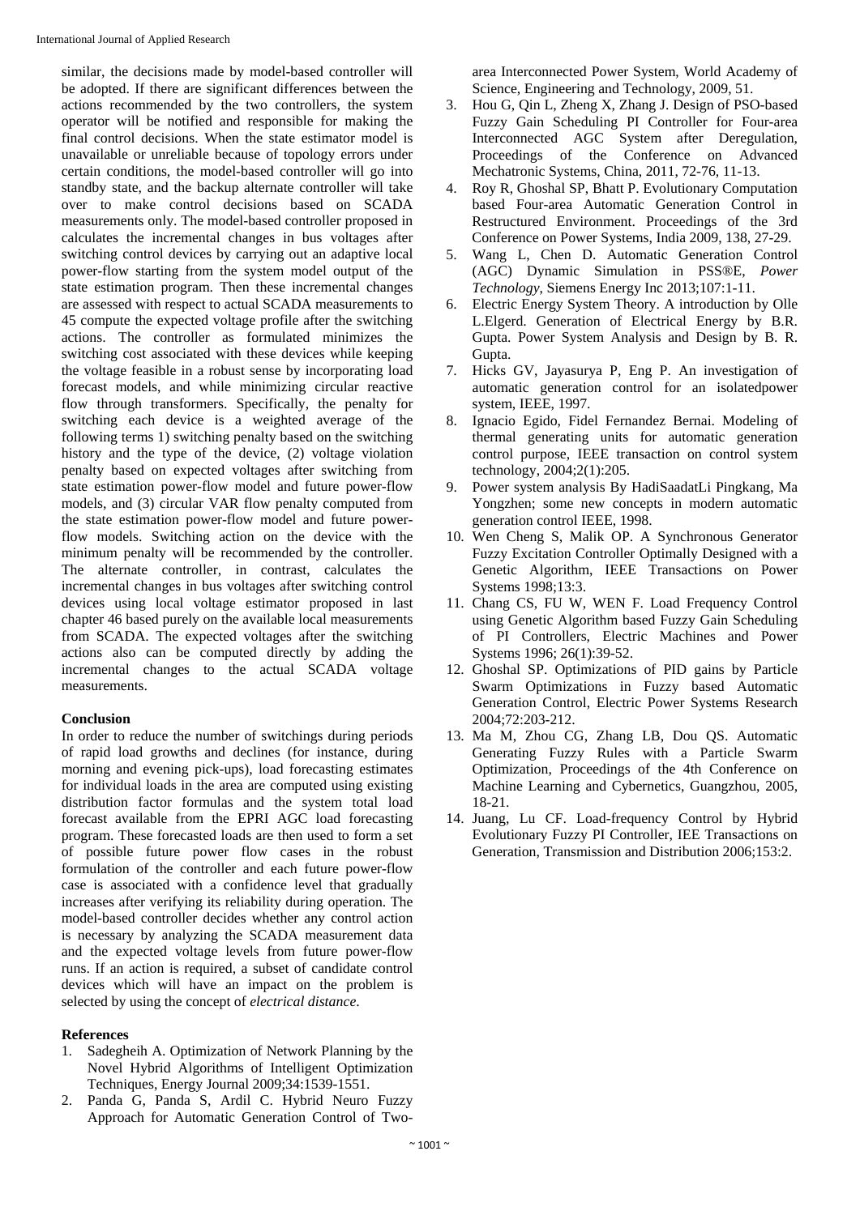similar, the decisions made by model-based controller will be adopted. If there are significant differences between the actions recommended by the two controllers, the system operator will be notified and responsible for making the final control decisions. When the state estimator model is unavailable or unreliable because of topology errors under certain conditions, the model-based controller will go into standby state, and the backup alternate controller will take over to make control decisions based on SCADA measurements only. The model-based controller proposed in calculates the incremental changes in bus voltages after switching control devices by carrying out an adaptive local power-flow starting from the system model output of the state estimation program. Then these incremental changes are assessed with respect to actual SCADA measurements to 45 compute the expected voltage profile after the switching actions. The controller as formulated minimizes the switching cost associated with these devices while keeping the voltage feasible in a robust sense by incorporating load forecast models, and while minimizing circular reactive flow through transformers. Specifically, the penalty for switching each device is a weighted average of the following terms 1) switching penalty based on the switching history and the type of the device, (2) voltage violation penalty based on expected voltages after switching from state estimation power-flow model and future power-flow models, and (3) circular VAR flow penalty computed from the state estimation power-flow model and future power-flow models. Switching action on the device with the minimum penalty will be recommended by the controller. The alternate controller, in contrast, calculates the incremental changes in bus voltages after switching control devices using local voltage estimator proposed in last chapter 46 based purely on the available local measurements from SCADA. The expected voltages after the switching actions also can be computed directly by adding the incremental changes to the actual SCADA voltage measurements.

## Conclusion

In order to reduce the number of switchings during periods of rapid load growths and declines (for instance, during morning and evening pick-ups), load forecasting estimates for individual loads in the area are computed using existing distribution factor formulas and the system total load forecast available from the EPRI AGC load forecasting program. These forecasted loads are then used to form a set of possible future power flow cases in the robust formulation of the controller and each future power-flow case is associated with a confidence level that gradually increases after verifying its reliability during operation. The model-based controller decides whether any control action is necessary by analyzing the SCADA measurement data and the expected voltage levels from future power-flow runs. If an action is required, a subset of candidate control devices which will have an impact on the problem is selected by using the concept of *electrical distance*.

## References

1. Sadegheih A. Optimization of Network Planning by the Novel Hybrid Algorithms of Intelligent Optimization Techniques, Energy Journal 2009;34:1539-1551.
2. Panda G, Panda S, Ardil C. Hybrid Neuro Fuzzy Approach for Automatic Generation Control of Two-area Interconnected Power System, World Academy of Science, Engineering and Technology, 2009, 51.
3. Hou G, Qin L, Zheng X, Zhang J. Design of PSO-based Fuzzy Gain Scheduling PI Controller for Four-area Interconnected AGC System after Deregulation, Proceedings of the Conference on Advanced Mechatronic Systems, China, 2011, 72-76, 11-13.
4. Roy R, Ghoshal SP, Bhatt P. Evolutionary Computation based Four-area Automatic Generation Control in Restructured Environment. Proceedings of the 3rd Conference on Power Systems, India 2009, 138, 27-29.
5. Wang L, Chen D. Automatic Generation Control (AGC) Dynamic Simulation in PSS®E, *Power Technology*, Siemens Energy Inc 2013;107:1-11.
6. Electric Energy System Theory. A introduction by Olle L.Elgerd. Generation of Electrical Energy by B.R. Gupta. Power System Analysis and Design by B. R. Gupta.
7. Hicks GV, Jayasurya P, Eng P. An investigation of automatic generation control for an isolatedpower system, IEEE, 1997.
8. Ignacio Egido, Fidel Fernandez Bernai. Modeling of thermal generating units for automatic generation control purpose, IEEE transaction on control system technology, 2004;2(1):205.
9. Power system analysis By HadiSaadatLi Pingkang, Ma Yongzhen; some new concepts in modern automatic generation control IEEE, 1998.
10. Wen Cheng S, Malik OP. A Synchronous Generator Fuzzy Excitation Controller Optimally Designed with a Genetic Algorithm, IEEE Transactions on Power Systems 1998;13:3.
11. Chang CS, FU W, WEN F. Load Frequency Control using Genetic Algorithm based Fuzzy Gain Scheduling of PI Controllers, Electric Machines and Power Systems 1996; 26(1):39-52.
12. Ghoshal SP. Optimizations of PID gains by Particle Swarm Optimizations in Fuzzy based Automatic Generation Control, Electric Power Systems Research 2004;72:203-212.
13. Ma M, Zhou CG, Zhang LB, Dou QS. Automatic Generating Fuzzy Rules with a Particle Swarm Optimization, Proceedings of the 4th Conference on Machine Learning and Cybernetics, Guangzhou, 2005, 18-21.
14. Juang, Lu CF. Load-frequency Control by Hybrid Evolutionary Fuzzy PI Controller, IEE Transactions on Generation, Transmission and Distribution 2006;153:2.